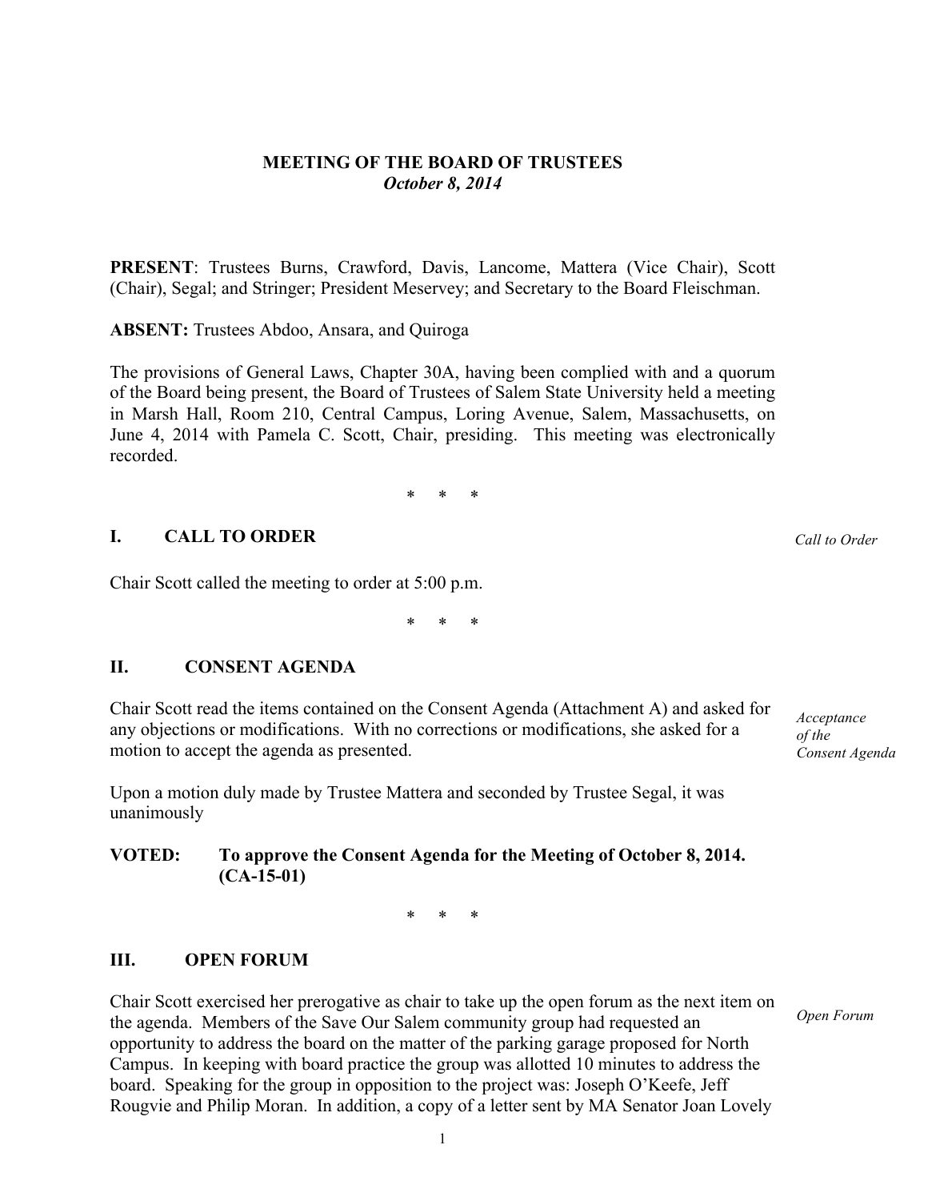# MEETING OF THE BOARD OF TRUSTEES
***October 8, 2014***

**PRESENT**: Trustees Burns, Crawford, Davis, Lancome, Mattera (Vice Chair), Scott (Chair), Segal; and Stringer; President Meservey; and Secretary to the Board Fleischman.

**ABSENT:** Trustees Abdoo, Ansara, and Quiroga

The provisions of General Laws, Chapter 30A, having been complied with and a quorum of the Board being present, the Board of Trustees of Salem State University held a meeting in Marsh Hall, Room 210, Central Campus, Loring Avenue, Salem, Massachusetts, on June 4, 2014 with Pamela C. Scott, Chair, presiding. This meeting was electronically recorded.

\* \* \*

## I. CALL TO ORDER

*Call to Order*

Chair Scott called the meeting to order at 5:00 p.m.

\* \* \*

## II. CONSENT AGENDA

*Acceptance of the Consent Agenda*

Chair Scott read the items contained on the Consent Agenda (Attachment A) and asked for any objections or modifications. With no corrections or modifications, she asked for a motion to accept the agenda as presented.

Upon a motion duly made by Trustee Mattera and seconded by Trustee Segal, it was unanimously

**VOTED: To approve the Consent Agenda for the Meeting of October 8, 2014. (CA-15-01)**

\* \* \*

## III. OPEN FORUM

*Open Forum*

Chair Scott exercised her prerogative as chair to take up the open forum as the next item on the agenda. Members of the Save Our Salem community group had requested an opportunity to address the board on the matter of the parking garage proposed for North Campus. In keeping with board practice the group was allotted 10 minutes to address the board. Speaking for the group in opposition to the project was: Joseph O'Keefe, Jeff Rougvie and Philip Moran. In addition, a copy of a letter sent by MA Senator Joan Lovely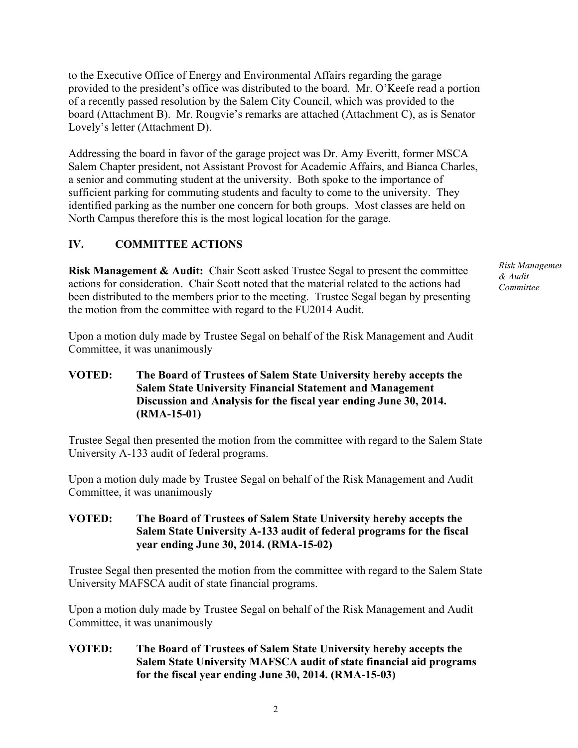to the Executive Office of Energy and Environmental Affairs regarding the garage provided to the president's office was distributed to the board. Mr. O'Keefe read a portion of a recently passed resolution by the Salem City Council, which was provided to the board (Attachment B). Mr. Rougvie's remarks are attached (Attachment C), as is Senator Lovely's letter (Attachment D).

Addressing the board in favor of the garage project was Dr. Amy Everitt, former MSCA Salem Chapter president, not Assistant Provost for Academic Affairs, and Bianca Charles, a senior and commuting student at the university. Both spoke to the importance of sufficient parking for commuting students and faculty to come to the university. They identified parking as the number one concern for both groups. Most classes are held on North Campus therefore this is the most logical location for the garage.

## IV. COMMITTEE ACTIONS

*Risk Management & Audit Committee*

**Risk Management & Audit:** Chair Scott asked Trustee Segal to present the committee actions for consideration. Chair Scott noted that the material related to the actions had been distributed to the members prior to the meeting. Trustee Segal began by presenting the motion from the committee with regard to the FU2014 Audit.

Upon a motion duly made by Trustee Segal on behalf of the Risk Management and Audit Committee, it was unanimously

**VOTED: The Board of Trustees of Salem State University hereby accepts the Salem State University Financial Statement and Management Discussion and Analysis for the fiscal year ending June 30, 2014. (RMA-15-01)**

Trustee Segal then presented the motion from the committee with regard to the Salem State University A-133 audit of federal programs.

Upon a motion duly made by Trustee Segal on behalf of the Risk Management and Audit Committee, it was unanimously

**VOTED: The Board of Trustees of Salem State University hereby accepts the Salem State University A-133 audit of federal programs for the fiscal year ending June 30, 2014. (RMA-15-02)**

Trustee Segal then presented the motion from the committee with regard to the Salem State University MAFSCA audit of state financial programs.

Upon a motion duly made by Trustee Segal on behalf of the Risk Management and Audit Committee, it was unanimously

**VOTED: The Board of Trustees of Salem State University hereby accepts the Salem State University MAFSCA audit of state financial aid programs for the fiscal year ending June 30, 2014. (RMA-15-03)**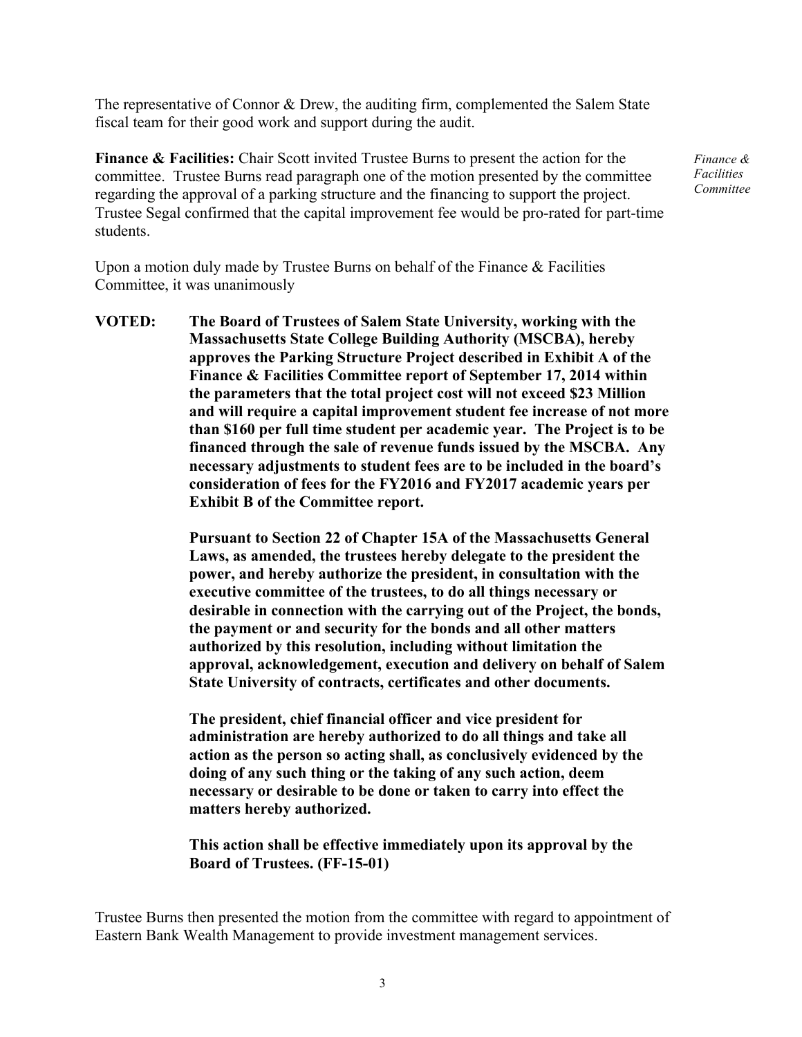The representative of Connor & Drew, the auditing firm, complemented the Salem State fiscal team for their good work and support during the audit.

*Finance & Facilities Committee*

**Finance & Facilities:** Chair Scott invited Trustee Burns to present the action for the committee. Trustee Burns read paragraph one of the motion presented by the committee regarding the approval of a parking structure and the financing to support the project. Trustee Segal confirmed that the capital improvement fee would be pro-rated for part-time students.

Upon a motion duly made by Trustee Burns on behalf of the Finance & Facilities Committee, it was unanimously

**VOTED: The Board of Trustees of Salem State University, working with the Massachusetts State College Building Authority (MSCBA), hereby approves the Parking Structure Project described in Exhibit A of the Finance & Facilities Committee report of September 17, 2014 within the parameters that the total project cost will not exceed $23 Million and will require a capital improvement student fee increase of not more than $160 per full time student per academic year. The Project is to be financed through the sale of revenue funds issued by the MSCBA. Any necessary adjustments to student fees are to be included in the board's consideration of fees for the FY2016 and FY2017 academic years per Exhibit B of the Committee report.**

**Pursuant to Section 22 of Chapter 15A of the Massachusetts General Laws, as amended, the trustees hereby delegate to the president the power, and hereby authorize the president, in consultation with the executive committee of the trustees, to do all things necessary or desirable in connection with the carrying out of the Project, the bonds, the payment or and security for the bonds and all other matters authorized by this resolution, including without limitation the approval, acknowledgement, execution and delivery on behalf of Salem State University of contracts, certificates and other documents.**

**The president, chief financial officer and vice president for administration are hereby authorized to do all things and take all action as the person so acting shall, as conclusively evidenced by the doing of any such thing or the taking of any such action, deem necessary or desirable to be done or taken to carry into effect the matters hereby authorized.**

**This action shall be effective immediately upon its approval by the Board of Trustees. (FF-15-01)**

Trustee Burns then presented the motion from the committee with regard to appointment of Eastern Bank Wealth Management to provide investment management services.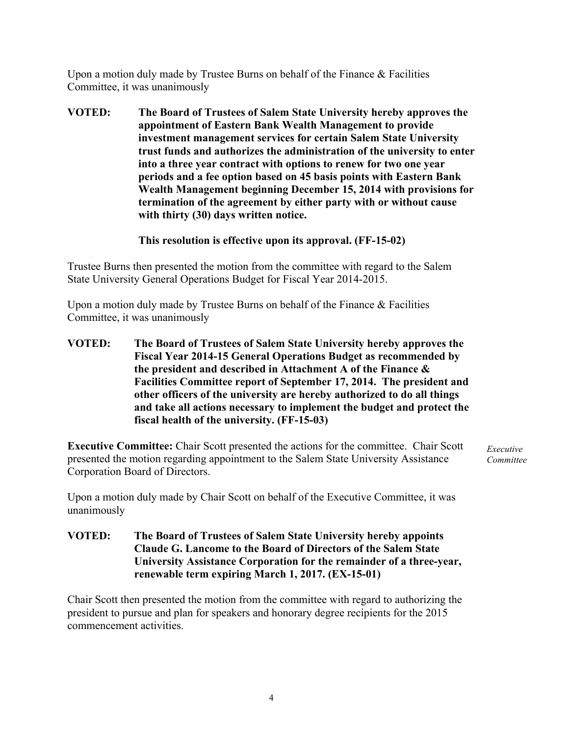Upon a motion duly made by Trustee Burns on behalf of the Finance & Facilities Committee, it was unanimously

**VOTED: The Board of Trustees of Salem State University hereby approves the appointment of Eastern Bank Wealth Management to provide investment management services for certain Salem State University trust funds and authorizes the administration of the university to enter into a three year contract with options to renew for two one year periods and a fee option based on 45 basis points with Eastern Bank Wealth Management beginning December 15, 2014 with provisions for termination of the agreement by either party with or without cause with thirty (30) days written notice.**

**This resolution is effective upon its approval. (FF-15-02)**

Trustee Burns then presented the motion from the committee with regard to the Salem State University General Operations Budget for Fiscal Year 2014-2015.

Upon a motion duly made by Trustee Burns on behalf of the Finance & Facilities Committee, it was unanimously

**VOTED: The Board of Trustees of Salem State University hereby approves the Fiscal Year 2014-15 General Operations Budget as recommended by the president and described in Attachment A of the Finance & Facilities Committee report of September 17, 2014. The president and other officers of the university are hereby authorized to do all things and take all actions necessary to implement the budget and protect the fiscal health of the university. (FF-15-03)**

*Executive Committee*

**Executive Committee:** Chair Scott presented the actions for the committee. Chair Scott presented the motion regarding appointment to the Salem State University Assistance Corporation Board of Directors.

Upon a motion duly made by Chair Scott on behalf of the Executive Committee, it was unanimously

**VOTED: The Board of Trustees of Salem State University hereby appoints Claude G. Lancome to the Board of Directors of the Salem State University Assistance Corporation for the remainder of a three-year, renewable term expiring March 1, 2017. (EX-15-01)**

Chair Scott then presented the motion from the committee with regard to authorizing the president to pursue and plan for speakers and honorary degree recipients for the 2015 commencement activities.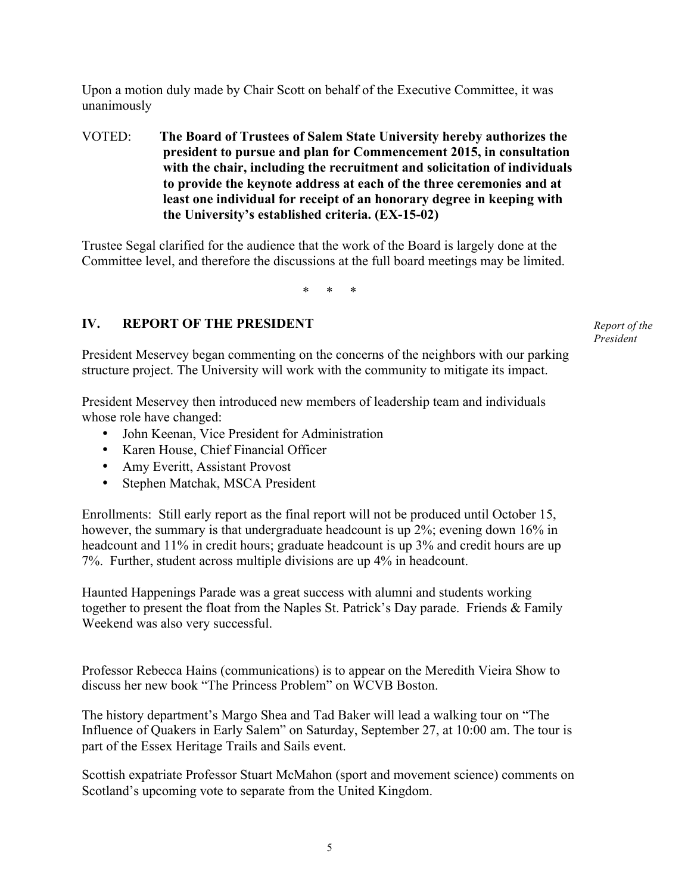Upon a motion duly made by Chair Scott on behalf of the Executive Committee, it was unanimously

VOTED: **The Board of Trustees of Salem State University hereby authorizes the president to pursue and plan for Commencement 2015, in consultation with the chair, including the recruitment and solicitation of individuals to provide the keynote address at each of the three ceremonies and at least one individual for receipt of an honorary degree in keeping with the University's established criteria. (EX-15-02)**

Trustee Segal clarified for the audience that the work of the Board is largely done at the Committee level, and therefore the discussions at the full board meetings may be limited.

\* \* \*

## IV. REPORT OF THE PRESIDENT

*Report of the President*

President Meservey began commenting on the concerns of the neighbors with our parking structure project. The University will work with the community to mitigate its impact.

President Meservey then introduced new members of leadership team and individuals whose role have changed:

- John Keenan, Vice President for Administration
- Karen House, Chief Financial Officer
- Amy Everitt, Assistant Provost
- Stephen Matchak, MSCA President

Enrollments: Still early report as the final report will not be produced until October 15, however, the summary is that undergraduate headcount is up 2%; evening down 16% in headcount and 11% in credit hours; graduate headcount is up 3% and credit hours are up 7%. Further, student across multiple divisions are up 4% in headcount.

Haunted Happenings Parade was a great success with alumni and students working together to present the float from the Naples St. Patrick's Day parade. Friends & Family Weekend was also very successful.

Professor Rebecca Hains (communications) is to appear on the Meredith Vieira Show to discuss her new book "The Princess Problem" on WCVB Boston.

The history department's Margo Shea and Tad Baker will lead a walking tour on "The Influence of Quakers in Early Salem" on Saturday, September 27, at 10:00 am. The tour is part of the Essex Heritage Trails and Sails event.

Scottish expatriate Professor Stuart McMahon (sport and movement science) comments on Scotland's upcoming vote to separate from the United Kingdom.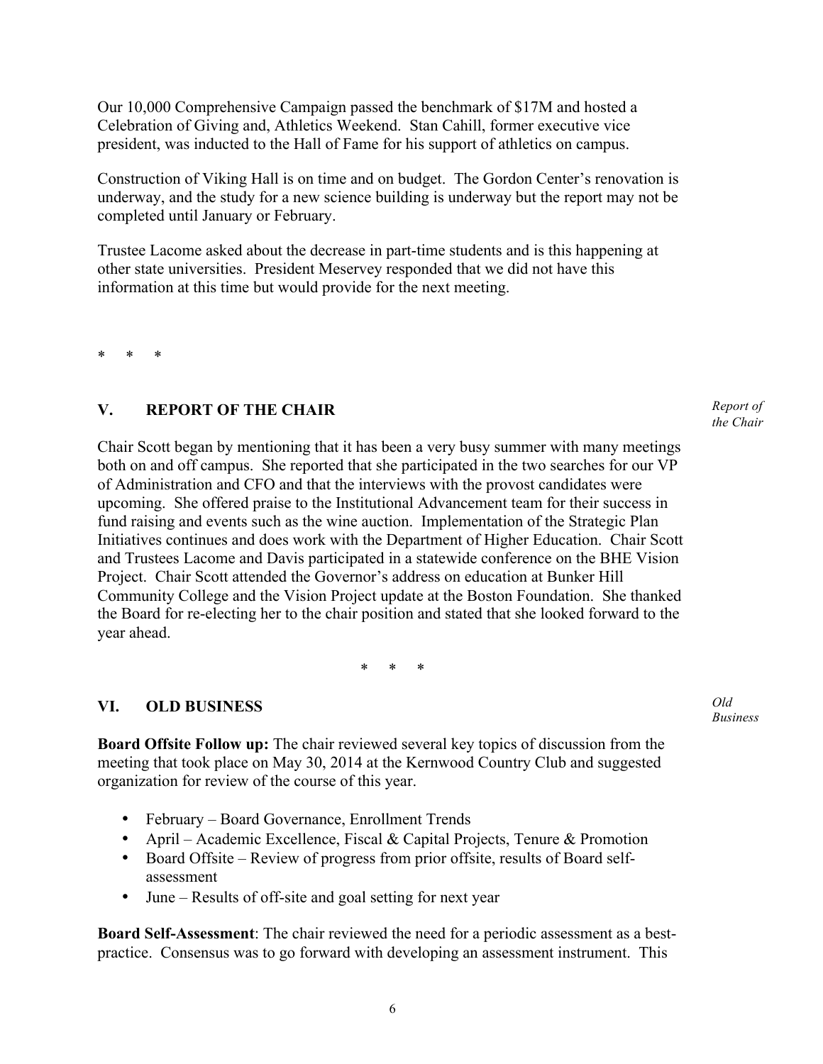Our 10,000 Comprehensive Campaign passed the benchmark of $17M and hosted a Celebration of Giving and, Athletics Weekend. Stan Cahill, former executive vice president, was inducted to the Hall of Fame for his support of athletics on campus.

Construction of Viking Hall is on time and on budget. The Gordon Center's renovation is underway, and the study for a new science building is underway but the report may not be completed until January or February.

Trustee Lacome asked about the decrease in part-time students and is this happening at other state universities. President Meservey responded that we did not have this information at this time but would provide for the next meeting.

\*   \*   \*

## V. REPORT OF THE CHAIR

*Report of the Chair*

Chair Scott began by mentioning that it has been a very busy summer with many meetings both on and off campus. She reported that she participated in the two searches for our VP of Administration and CFO and that the interviews with the provost candidates were upcoming. She offered praise to the Institutional Advancement team for their success in fund raising and events such as the wine auction. Implementation of the Strategic Plan Initiatives continues and does work with the Department of Higher Education. Chair Scott and Trustees Lacome and Davis participated in a statewide conference on the BHE Vision Project. Chair Scott attended the Governor's address on education at Bunker Hill Community College and the Vision Project update at the Boston Foundation. She thanked the Board for re-electing her to the chair position and stated that she looked forward to the year ahead.

\*   \*   \*

## VI. OLD BUSINESS

*Old Business*

**Board Offsite Follow up:** The chair reviewed several key topics of discussion from the meeting that took place on May 30, 2014 at the Kernwood Country Club and suggested organization for review of the course of this year.

- February – Board Governance, Enrollment Trends
- April – Academic Excellence, Fiscal & Capital Projects, Tenure & Promotion
- Board Offsite – Review of progress from prior offsite, results of Board self-assessment
- June – Results of off-site and goal setting for next year

**Board Self-Assessment**: The chair reviewed the need for a periodic assessment as a best-practice. Consensus was to go forward with developing an assessment instrument. This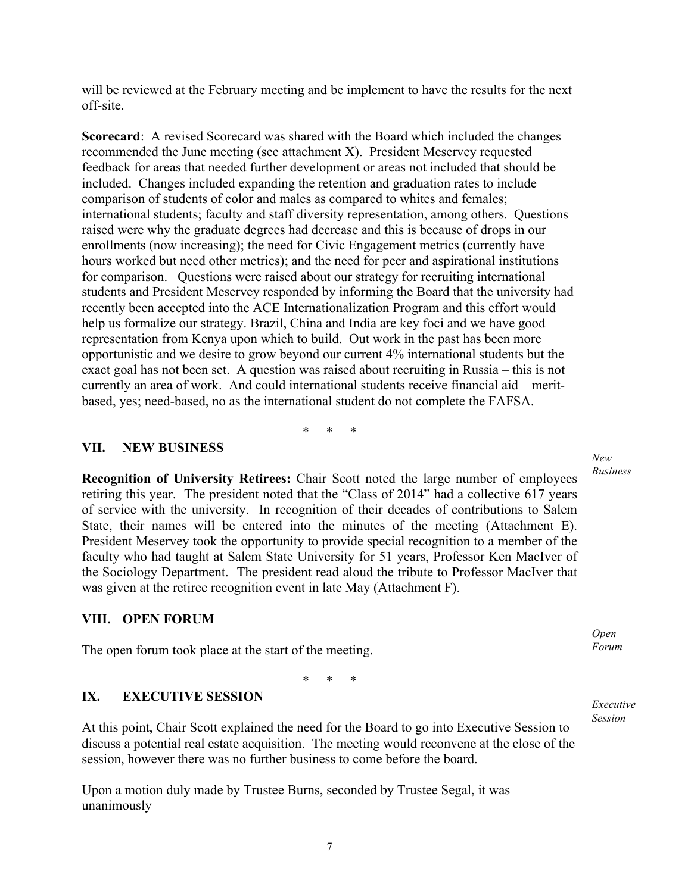will be reviewed at the February meeting and be implement to have the results for the next off-site.

**Scorecard**: A revised Scorecard was shared with the Board which included the changes recommended the June meeting (see attachment X). President Meservey requested feedback for areas that needed further development or areas not included that should be included. Changes included expanding the retention and graduation rates to include comparison of students of color and males as compared to whites and females; international students; faculty and staff diversity representation, among others. Questions raised were why the graduate degrees had decrease and this is because of drops in our enrollments (now increasing); the need for Civic Engagement metrics (currently have hours worked but need other metrics); and the need for peer and aspirational institutions for comparison. Questions were raised about our strategy for recruiting international students and President Meservey responded by informing the Board that the university had recently been accepted into the ACE Internationalization Program and this effort would help us formalize our strategy. Brazil, China and India are key foci and we have good representation from Kenya upon which to build. Out work in the past has been more opportunistic and we desire to grow beyond our current 4% international students but the exact goal has not been set. A question was raised about recruiting in Russia – this is not currently an area of work. And could international students receive financial aid – merit-based, yes; need-based, no as the international student do not complete the FAFSA.

\* \* \*

## VII. NEW BUSINESS

*New Business*

**Recognition of University Retirees:** Chair Scott noted the large number of employees retiring this year. The president noted that the "Class of 2014" had a collective 617 years of service with the university. In recognition of their decades of contributions to Salem State, their names will be entered into the minutes of the meeting (Attachment E). President Meservey took the opportunity to provide special recognition to a member of the faculty who had taught at Salem State University for 51 years, Professor Ken MacIver of the Sociology Department. The president read aloud the tribute to Professor MacIver that was given at the retiree recognition event in late May (Attachment F).

## VIII. OPEN FORUM

*Open Forum*

The open forum took place at the start of the meeting.

\* \* \*

## IX. EXECUTIVE SESSION

*Executive Session*

At this point, Chair Scott explained the need for the Board to go into Executive Session to discuss a potential real estate acquisition. The meeting would reconvene at the close of the session, however there was no further business to come before the board.

Upon a motion duly made by Trustee Burns, seconded by Trustee Segal, it was unanimously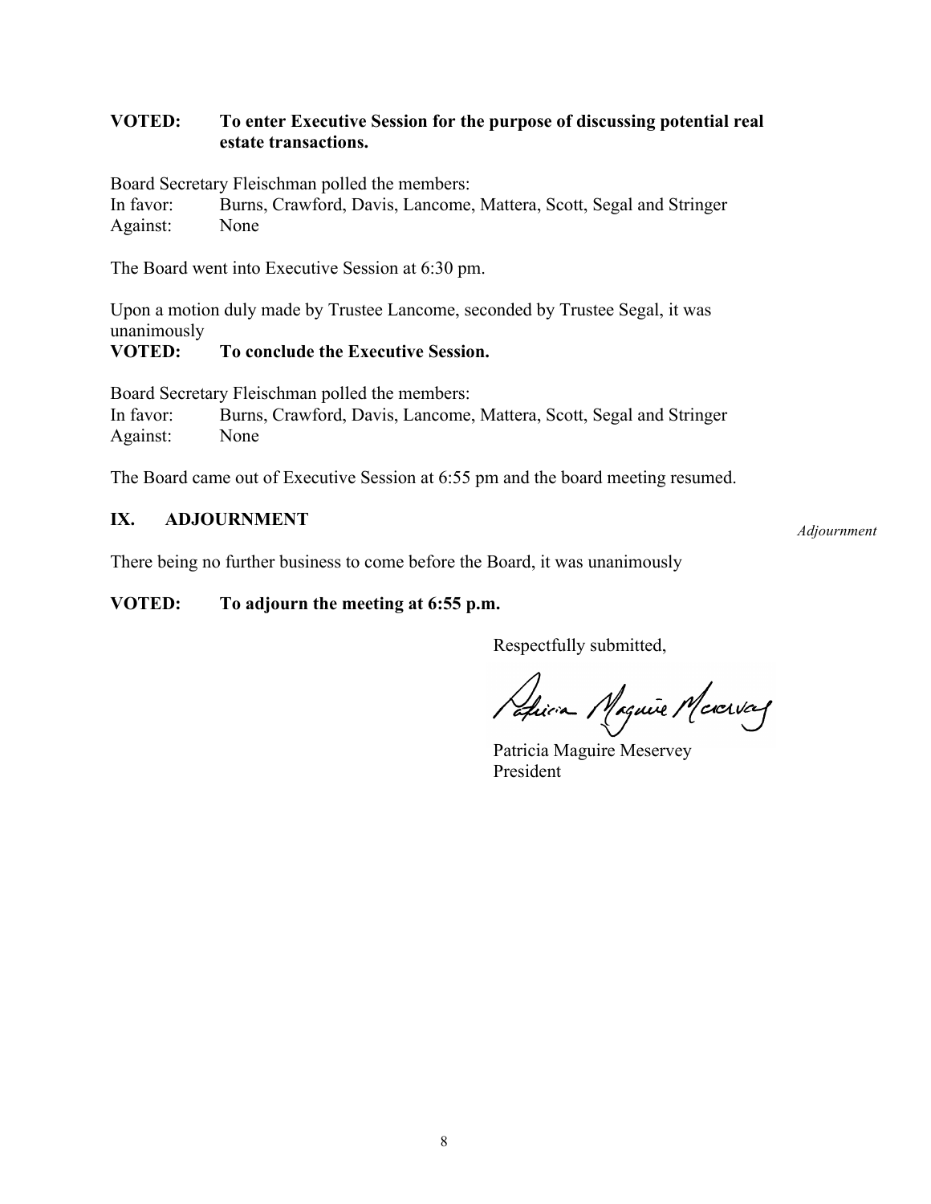**VOTED: To enter Executive Session for the purpose of discussing potential real estate transactions.**

Board Secretary Fleischman polled the members:
In favor: Burns, Crawford, Davis, Lancome, Mattera, Scott, Segal and Stringer
Against: None

The Board went into Executive Session at 6:30 pm.

Upon a motion duly made by Trustee Lancome, seconded by Trustee Segal, it was unanimously

**VOTED: To conclude the Executive Session.**

Board Secretary Fleischman polled the members:
In favor: Burns, Crawford, Davis, Lancome, Mattera, Scott, Segal and Stringer
Against: None

The Board came out of Executive Session at 6:55 pm and the board meeting resumed.

## IX. ADJOURNMENT

*Adjournment*

There being no further business to come before the Board, it was unanimously

**VOTED: To adjourn the meeting at 6:55 p.m.**

Respectfully submitted,

Patricia Maguire Meservey
President